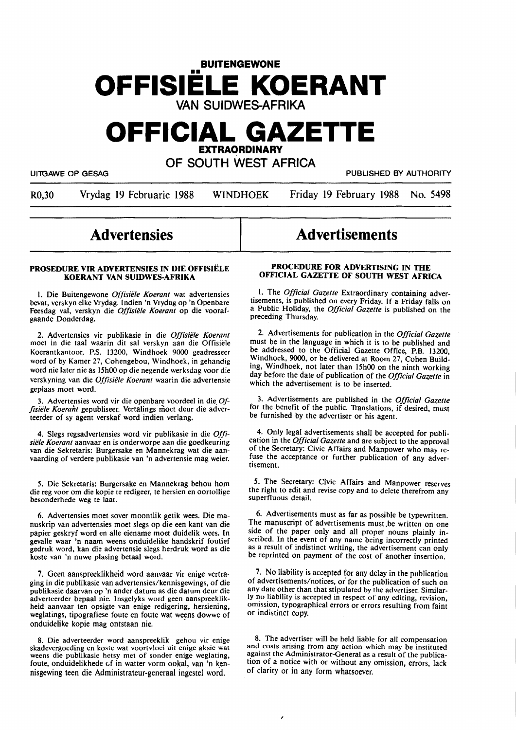# BUITENGEWONE OFFISIËLE KOERANT VAN SUIDWES-AFRIKA

# OFFICIAL GAZETTE EXTRAORDINARY OF SOUTH WEST AFRICA

UITGAWE OP GESAG — PUBLISHED BY AUTHORITY

R0,30 — Vrydag 19 Februarie 1988 — WINDHOEK — Friday 19 February 1988 — No. 5498

## Advertensies

### PROSEDURE VIR ADVERTENSIES IN DIE OFFISIËLE KOERANT VAN SUIDWES-AFRIKA

1. Die Buitengewone *Offisiële Koerant* wat advertensies bevat, verskyn elke Vrydag. Indien 'n Vrydag op 'n Openbare Feesdag val, verskyn die *Offisiële Koerant* op die voorafgaande Donderdag.

2. Advertensies vir publikasie in die *Offisiële Koerant* moet in die taal waarin dit sal verskyn aan die Offisiële Koerantkantoor, P.S. 13200, Windhoek 9000 geadresseer word of by Kamer 27, Cohengebou, Windhoek, in gehandig word nie later nie as 15h00 op die negende werksdag voor die verskyning van die *Offisiële Koerant* waarin die advertensie geplaas moet word.

3. Advertensies word vir die openbare voordeel in die *Offisiële Koerant* gepubliseer. Vertalings moet deur die adverteerder of sy agent verskaf word indien verlang.

4. Slegs regsadvertensies word vir publikasie in die *Offisiële Koerant* aanvaar en is onderworpe aan die goedkeuring van die Sekretaris: Burgersake en Mannekrag wat die aanvaarding of verdere publikasie van 'n advertensie mag weier.

5. Die Sekretaris: Burgersake en Mannekrag behou hom die reg voor om die kopie te redigeer, te hersien en oortollige besonderhede weg te laat.

6. Advertensies moet sover moontlik getik wees. Die manuskrip van advertensies moet slegs op die een kant van die papier geskryf word en alle eiename moet duidelik wees. In gevalle waar 'n naam weens onduidelike handskrif foutief gedruk word, kan die advertensie slegs herdruk word as die koste van 'n nuwe plasing betaal word.

7. Geen aanspreeklikheid word aanvaar vir enige vertraging in die publikasie van advertensies/kennisgewings, of die publikasie daarvan op 'n ander datum as die datum deur die adverteerder bepaal nie. Insgelyks word geen aanspreeklikheid aanvaar ten opsigte van enige redigering, hersiening, weglatings, tipografiese foute en foute wat weens dowwe of onduidelike kopie mag ontstaan nie.

8. Die adverteerder word aanspreeklik gehou vir enige skadevergoeding en koste wat voortvloei uit enige aksie wat weens die publikasie hetsy met of sonder enige weglating, foute, onduidelikhede of in watter vorm ookal, van 'n kennisgewing teen die Administrateur-generaal ingestel word.

## Advertisements

### PROCEDURE FOR ADVERTISING IN THE OFFICIAL GAZETTE OF SOUTH WEST AFRICA

1. The *Official Gazette* Extraordinary containing advertisements, is published on every Friday. If a Friday falls on a Public Holiday, the *Official Gazette* is published on the preceding Thursday.

2. Advertisements for publication in the *Official Gazette* must be in the language in which it is to be published and be addressed to the Official Gazette Office, P.B. 13200, Windhoek, 9000, or be delivered at Room 27, Cohen Building, Windhoek, not later than 15h00 on the ninth working day before the date of publication of the *Official Gazette* in which the advertisement is to be inserted.

3. Advertisements are published in the *Official Gazette* for the benefit of the public. Translations, if desired, must be furnished by the advertiser or his agent.

4. Only legal advertisements shall be accepted for publication in the *Official Gazette* and are subject to the approval of the Secretary: Civic Affairs and Manpower who may refuse the acceptance or further publication of any advertisement.

5. The Secretary: Civic Affairs and Manpower reserves the right to edit and revise copy and to delete therefrom any superfluous detail.

6. Advertisements must as far as possible be typewritten. The manuscript of advertisements must be written on one side of the paper only and all proper nouns plainly inscribed. In the event of any name being incorrectly printed as a result of indistinct writing, the advertisement can only be reprinted on payment of the cost of another insertion.

7. No liability is accepted for any delay in the publication of advertisements/notices, or for the publication of such on any date other than that stipulated by the advertiser. Similarly no liability is accepted in respect of any editing, revision, omission, typographical errors or errors resulting from faint or indistinct copy.

8. The advertiser will be held liable for all compensation and costs arising from any action which may be instituted against the Administrator-General as a result of the publication of a notice with or without any omission, errors, lack of clarity or in any form whatsoever.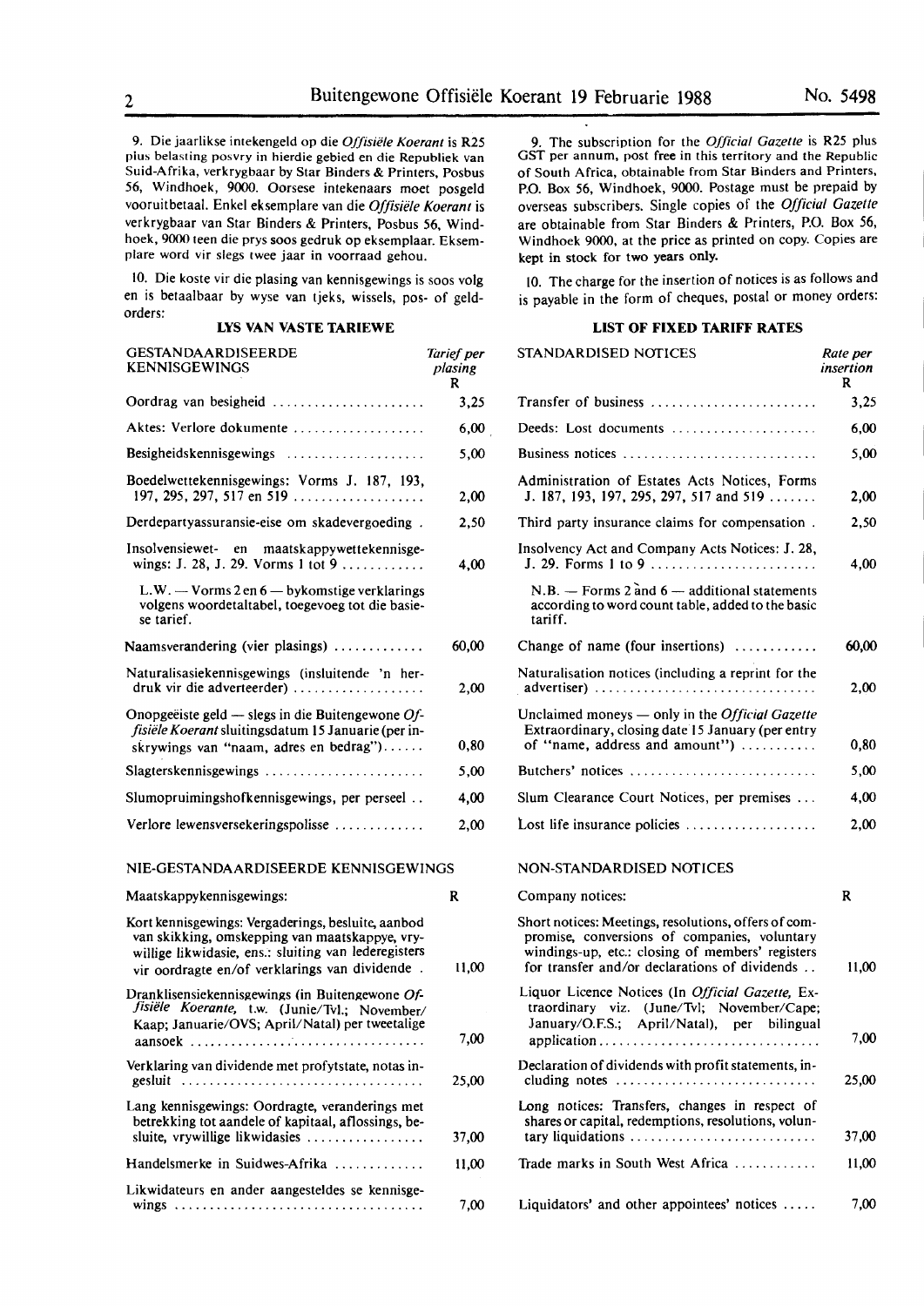9. Die jaarlikse intekengeld op die *Offisiële Koerant* is R25 plus belasting posvry in hierdie gebied en die Republiek van Suid-Afrika, verkrygbaar by Star Binders & Printers, Posbus 56, Windhoek, 9000. Oorsese intekenaars moet posgeld vooruitbetaal. Enkel eksemplare van die *Offisiële Koerant* is verkrygbaar van Star Binders & Printers, Posbus 56, Windhoek, 9000 teen die prys soos gedruk op eksemplaar. Eksemplare word vir slegs twee jaar in voorraad gehou.

10. Die koste vir die plasing van kennisgewings is soos volg en is betaalbaar by wyse van tjeks, wissels, pos- of geldorders:

**LYS VAN VASTE TARIEWE**

| GESTANDAARDISEERDE KENNISGEWINGS | *Tarief per plasing* R |
|---|---|
| Oordrag van besigheid | 3,25 |
| Aktes: Verlore dokumente | 6,00 |
| Besigheidskennisgewings | 5,00 |
| Boedelwettekennisgewings: Vorms J. 187, 193, 197, 295, 297, 517 en 519 | 2,00 |
| Derdepartyassuransie-eise om skadevergoeding | 2,50 |
| Insolvensiewet- en maatskappywettekennisgewings: J. 28, J. 29. Vorms 1 tot 9 | 4,00 |
| L.W. — Vorms 2 en 6 — bykomstige verklarings volgens woordetaltabel, toegevoeg tot die basiese tarief. | |
| Naamsverandering (vier plasings) | 60,00 |
| Naturalisasiekennisgewings (insluitende 'n herdruk vir die adverteerder) | 2,00 |
| Onopgeëiste geld — slegs in die Buitengewone *Offisiële Koerant* sluitingsdatum 15 Januarie (per inskrywings van "naam, adres en bedrag") | 0,80 |
| Slagterskennisgewings | 5,00 |
| Slumopruimingshofkennisgewings, per perseel | 4,00 |
| Verlore lewensversekeringspolisse | 2,00 |

NIE-GESTANDAARDISEERDE KENNISGEWINGS

| Maatskappykennisgewings: | R |
|---|---|
| Kort kennisgewings: Vergaderings, besluite, aanbod van skikking, omskepping van maatskappye, vrywillige likwidasie, ens.: sluiting van lederegisters vir oordragte en/of verklarings van dividende | 11,00 |
| Dranklisensiekennisgewings (in Buitengewone *Offisiële Koerante*, t.w. (Junie/Tvl.; November/Kaap; Januarie/OVS; April/Natal) per tweetalige aansoek | 7,00 |
| Verklaring van dividende met profytstate, notas ingesluit | 25,00 |
| Lang kennisgewings: Oordragte, veranderings met betrekking tot aandele of kapitaal, aflossings, besluite, vrywillige likwidasies | 37,00 |
| Handelsmerke in Suidwes-Afrika | 11,00 |
| Likwidateurs en ander aangesteldes se kennisgewings | 7,00 |

9. The subscription for the *Official Gazette* is R25 plus GST per annum, post free in this territory and the Republic of South Africa, obtainable from Star Binders and Printers, P.O. Box 56, Windhoek, 9000. Postage must be prepaid by overseas subscribers. Single copies of the *Official Gazette* are obtainable from Star Binders & Printers, P.O. Box 56, Windhoek 9000, at the price as printed on copy. Copies are kept in stock for two years only.

10. The charge for the insertion of notices is as follows and is payable in the form of cheques, postal or money orders:

**LIST OF FIXED TARIFF RATES**

| STANDARDISED NOTICES | *Rate per insertion* R |
|---|---|
| Transfer of business | 3,25 |
| Deeds: Lost documents | 6,00 |
| Business notices | 5,00 |
| Administration of Estates Acts Notices, Forms J. 187, 193, 197, 295, 297, 517 and 519 | 2,00 |
| Third party insurance claims for compensation | 2,50 |
| Insolvency Act and Company Acts Notices: J. 28, J. 29. Forms 1 to 9 | 4,00 |
| N.B. — Forms 2 and 6 — additional statements according to word count table, added to the basic tariff. | |
| Change of name (four insertions) | 60,00 |
| Naturalisation notices (including a reprint for the advertiser) | 2,00 |
| Unclaimed moneys — only in the *Official Gazette* Extraordinary, closing date 15 January (per entry of "name, address and amount") | 0,80 |
| Butchers' notices | 5,00 |
| Slum Clearance Court Notices, per premises | 4,00 |
| Lost life insurance policies | 2,00 |

NON-STANDARDISED NOTICES

| Company notices: | R |
|---|---|
| Short notices: Meetings, resolutions, offers of compromise, conversions of companies, voluntary windings-up, etc.: closing of members' registers for transfer and/or declarations of dividends | 11,00 |
| Liquor Licence Notices (In *Official Gazette*, Extraordinary viz. (June/Tvl; November/Cape; January/O.F.S.; April/Natal), per bilingual application | 7,00 |
| Declaration of dividends with profit statements, including notes | 25,00 |
| Long notices: Transfers, changes in respect of shares or capital, redemptions, resolutions, voluntary liquidations | 37,00 |
| Trade marks in South West Africa | 11,00 |
| Liquidators' and other appointees' notices | 7,00 |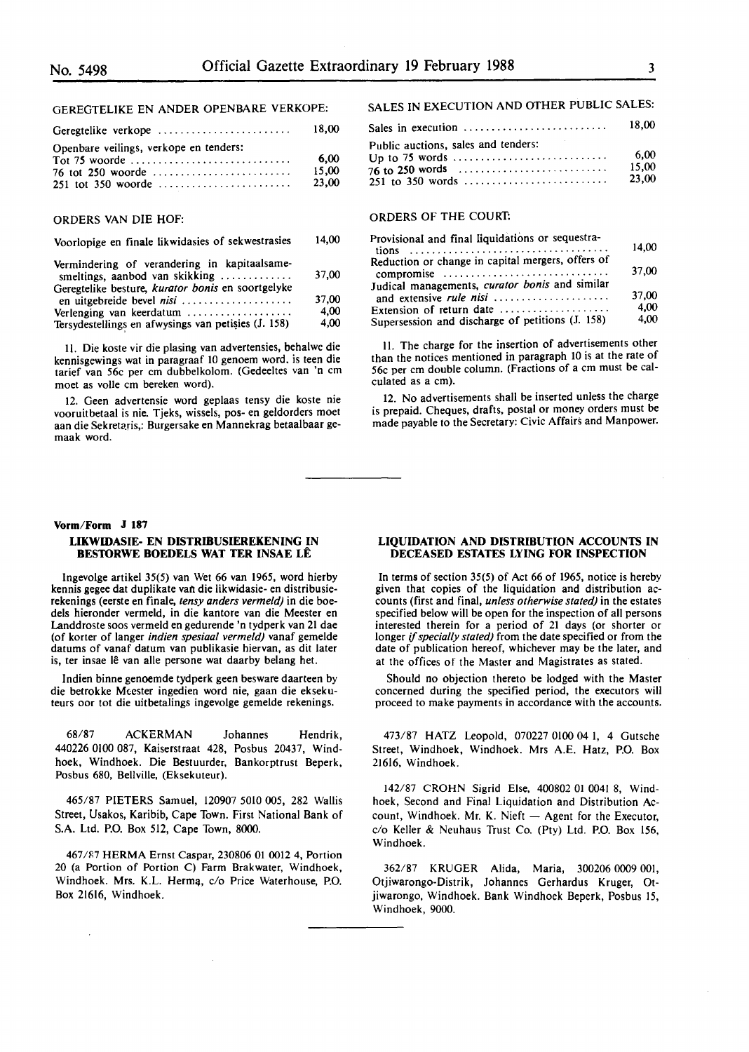GEREGTELIKE EN ANDER OPENBARE VERKOPE:

| | |
|---|---|
| Geregtelike verkope | 18,00 |
| Openbare veilings, verkope en tenders: | |
| Tot 75 woorde | 6,00 |
| 76 tot 250 woorde | 15,00 |
| 251 tot 350 woorde | 23,00 |

ORDERS VAN DIE HOF:

| | |
|---|---|
| Voorlopige en finale likwidasies of sekwestrasies | 14,00 |
| Vermindering of verandering in kapitaalsamesmeltings, aanbod van skikking | 37,00 |
| Geregtelike besture, *kurator bonis* en soortgelyke en uitgebreide bevel *nisi* | 37,00 |
| Verlenging van keerdatum | 4,00 |
| Tersydestellings en afwysings van petisies (J. 158) | 4,00 |

11. Die koste vir die plasing van advertensies, behalwe die kennisgewings wat in paragraaf 10 genoem word. is teen die tarief van 56c per cm dubbelkolom. (Gedeeltes van 'n cm moet as volle cm bereken word).

12. Geen advertensie word geplaas tensy die koste nie vooruitbetaal is nie. Tjeks, wissels, pos- en geldorders moet aan die Sekretaris,: Burgersake en Mannekrag betaalbaar gemaak word.

SALES IN EXECUTION AND OTHER PUBLIC SALES:

| | |
|---|---|
| Sales in execution | 18,00 |
| Public auctions, sales and tenders: | |
| Up to 75 words | 6,00 |
| 76 to 250 words | 15,00 |
| 251 to 350 words | 23,00 |

ORDERS OF THE COURT:

| | |
|---|---|
| Provisional and final liquidations or sequestrations | 14,00 |
| Reduction or change in capital mergers, offers of compromise | 37,00 |
| Judical managements, *curator bonis* and similar and extensive *rule nisi* | 37,00 |
| Extension of return date | 4,00 |
| Supersession and discharge of petitions (J. 158) | 4,00 |

11. The charge for the insertion of advertisements other than the notices mentioned in paragraph 10 is at the rate of 56c per cm double column. (Fractions of a cm must be calculated as a cm).

12. No advertisements shall be inserted unless the charge is prepaid. Cheques, drafts, postal or money orders must be made payable to the Secretary: Civic Affairs and Manpower.

**Vorm/Form J 187**

### LIKWIDASIE- EN DISTRIBUSIEREKENING IN BESTORWE BOEDELS WAT TER INSAE LÊ

Ingevolge artikel 35(5) van Wet 66 van 1965, word hierby kennis gegee dat duplikate van die likwidasie- en distribusierekenings (eerste en finale, *tensy anders vermeld)* in die boedels hieronder vermeld, in die kantore van die Meester en Landdroste soos vermeld en gedurende 'n tydperk van 21 dae (of korter of langer *indien spesiaal vermeld)* vanaf gemelde datums of vanaf datum van publikasie hiervan, as dit later is, ter insae lê van alle persone wat daarby belang het.

Indien binne genoemde tydperk geen besware daarteen by die betrokke Meester ingedien word nie, gaan die eksekuteurs oor tot die uitbetalings ingevolge gemelde rekenings.

68/87 ACKERMAN Johannes Hendrik, 440226 0100 087, Kaiserstraat 428, Posbus 20437, Windhoek, Windhoek. Die Bestuurder, Bankorptrust Beperk, Posbus 680, Bellville, (Eksekuteur).

465/87 PIETERS Samuel, 120907 5010 005, 282 Wallis Street, Usakos, Karibib, Cape Town. First National Bank of S.A. Ltd. P.O. Box 512, Cape Town, 8000.

467/87 HERMA Ernst Caspar, 230806 01 0012 4, Portion 20 (a Portion of Portion C) Farm Brakwater, Windhoek, Windhoek. Mrs. K.L. Herma, c/o Price Waterhouse, P.O. Box 21616, Windhoek.

### LIQUIDATION AND DISTRIBUTION ACCOUNTS IN DECEASED ESTATES LYING FOR INSPECTION

In terms of section 35(5) of Act 66 of 1965, notice is hereby given that copies of the liquidation and distribution accounts (first and final, *unless otherwise stated)* in the estates specified below will be open for the inspection of all persons interested therein for a period of 21 days (or shorter or longer *if specially stated)* from the date specified or from the date of publication hereof, whichever may be the later, and at the offices of the Master and Magistrates as stated.

Should no objection thereto be lodged with the Master concerned during the specified period, the executors will proceed to make payments in accordance with the accounts.

473/87 HATZ Leopold, 070227 0100 04 1, 4 Gutsche Street, Windhoek, Windhoek. Mrs A.E. Hatz, P.O. Box 21616, Windhoek.

142/87 CROHN Sigrid Else, 400802 01 0041 8, Windhoek, Second and Final Liquidation and Distribution Account, Windhoek. Mr. K. Nieft — Agent for the Executor, c/o Keller & Neuhaus Trust Co. (Pty) Ltd. P.O. Box 156, Windhoek.

362/87 KRUGER Alida, Maria, 300206 0009 001, Otjiwarongo-Distrik, Johannes Gerhardus Kruger, Otjiwarongo, Windhoek. Bank Windhoek Beperk, Posbus 15, Windhoek, 9000.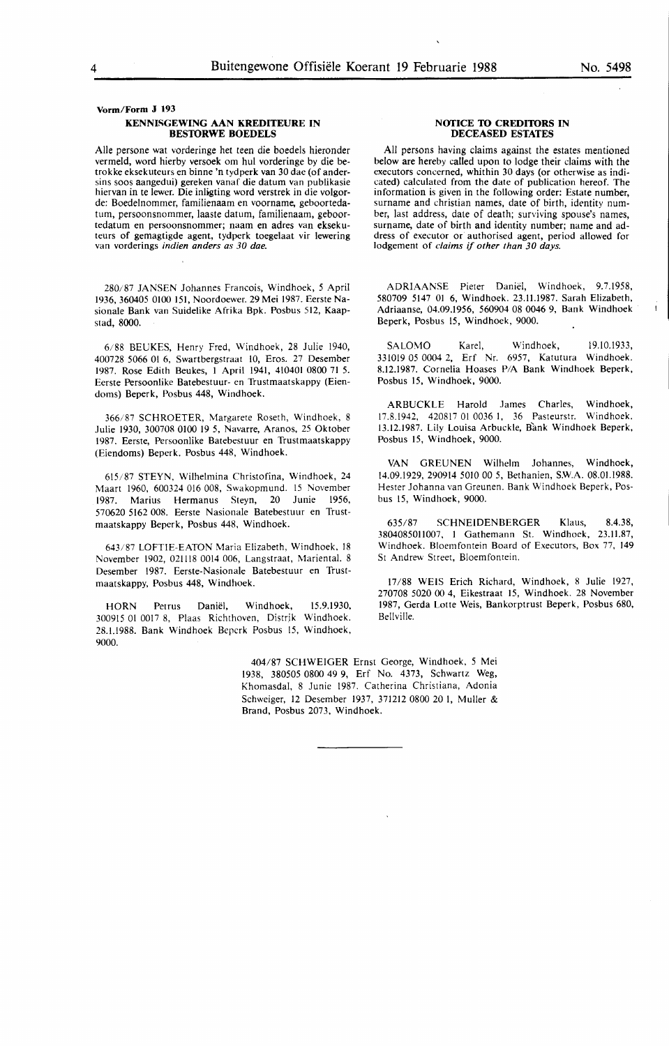**Vorm/Form J 193**

## KENNISGEWING AAN KREDITEURE IN BESTORWE BOEDELS

Alle persone wat vorderinge het teen die boedels hieronder vermeld, word hierby versoek om hul vorderinge by die betrokke eksekuteurs en binne 'n tydperk van 30 dae (of andersins soos aangedui) gereken vanaf die datum van publikasie hiervan in te lewer. Die inligting word verstrek in die volgorde: Boedelnommer, familienaam en voorname, geboortedatum, persoonsnommer, laaste datum, familienaam, geboortedatum en persoonsnommer; naam en adres van eksekuteurs of gemagtigde agent, tydperk toegelaat vir lewering van vorderings *indien anders as 30 dae.*

280/87 JANSEN Johannes Francois, Windhoek, 5 April 1936, 360405 0100 151, Noordoewer. 29 Mei 1987. Eerste Nasionale Bank van Suidelike Afrika Bpk. Posbus 512, Kaapstad, 8000.

6/88 BEUKES, Henry Fred, Windhoek, 28 Julie 1940, 400728 5066 01 6, Swartbergstraat 10, Eros. 27 Desember 1987. Rose Edith Beukes, 1 April 1941, 410401 0800 71 5. Eerste Persoonlike Batebestuur- en Trustmaatskappy (Eiendoms) Beperk, Posbus 448, Windhoek.

366/87 SCHROETER, Margarete Roseth, Windhoek, 8 Julie 1930, 300708 0100 19 5, Navarre, Aranos, 25 Oktober 1987. Eerste, Persoonlike Batebestuur en Trustmaatskappy (Eiendoms) Beperk. Posbus 448, Windhoek.

615/87 STEYN, Wilhelmina Christofina, Windhoek, 24 Maart 1960, 600324 016 008, Swakopmund. 15 November 1987. Marius Hermanus Steyn, 20 Junie 1956, 570620 5162 008. Eerste Nasionale Batebestuur en Trustmaatskappy Beperk, Posbus 448, Windhoek.

643/87 LOFTIE-EATON Maria Elizabeth, Windhoek, 18 November 1902, 021118 0014 006, Langstraat, Mariental. 8 Desember 1987. Eerste-Nasionale Batebestuur en Trustmaatskappy, Posbus 448, Windhoek.

HORN Petrus Daniël, Windhoek, 15.9.1930, 300915 01 0017 8, Plaas Richthoven, Distrik Windhoek. 28.1.1988. Bank Windhoek Beperk Posbus 15, Windhoek, 9000.

## NOTICE TO CREDITORS IN DECEASED ESTATES

All persons having claims against the estates mentioned below are hereby called upon to lodge their claims with the executors concerned, whithin 30 days (or otherwise as indicated) calculated from the date of publication hereof. The information is given in the following order: Estate number, surname and christian names, date of birth, identity number, last address, date of death; surviving spouse's names, surname, date of birth and identity number; name and address of executor or authorised agent, period allowed for lodgement of *claims if other than 30 days.*

ADRIAANSE Pieter Daniël, Windhoek, 9.7.1958, 580709 5147 01 6, Windhoek. 23.11.1987. Sarah Elizabeth, Adriaanse, 04.09.1956, 560904 08 0046 9, Bank Windhoek Beperk, Posbus 15, Windhoek, 9000.

SALOMO Karel, Windhoek, 19.10.1933, 331019 05 0004 2, Erf Nr. 6957, Katutura Windhoek. 8.12.1987. Cornelia Hoases P/A Bank Windhoek Beperk, Posbus 15, Windhoek, 9000.

ARBUCKLE Harold James Charles, Windhoek, 17.8.1942, 420817 01 0036 1, 36 Pasteurstr. Windhoek. 13.12.1987. Lily Louisa Arbuckle, Bank Windhoek Beperk, Posbus 15, Windhoek, 9000.

VAN GREUNEN Wilhelm Johannes, Windhoek, 14.09.1929, 290914 5010 00 5, Bethanien, S.W.A. 08.01.1988. Hester Johanna van Greunen. Bank Windhoek Beperk, Posbus 15, Windhoek, 9000.

635/87 SCHNEIDENBERGER Klaus, 8.4.38, 3804085011007, 1 Gathemann St. Windhoek, 23.11.87, Windhoek. Bloemfontein Board of Executors, Box 77, 149 St Andrew Street, Bloemfontein.

17/88 WEIS Erich Richard, Windhoek, 8 Julie 1927, 270708 5020 00 4, Eikestraat 15, Windhoek. 28 November 1987, Gerda Lotte Weis, Bankorptrust Beperk, Posbus 680, Bellville.

404/87 SCHWEIGER Ernst George, Windhoek, 5 Mei 1938, 380505 0800 49 9, Erf No. 4373, Schwartz Weg, Khomasdal, 8 Junie 1987. Catherina Christiana, Adonia Schweiger, 12 Desember 1937, 371212 0800 20 1, Muller & Brand, Posbus 2073, Windhoek.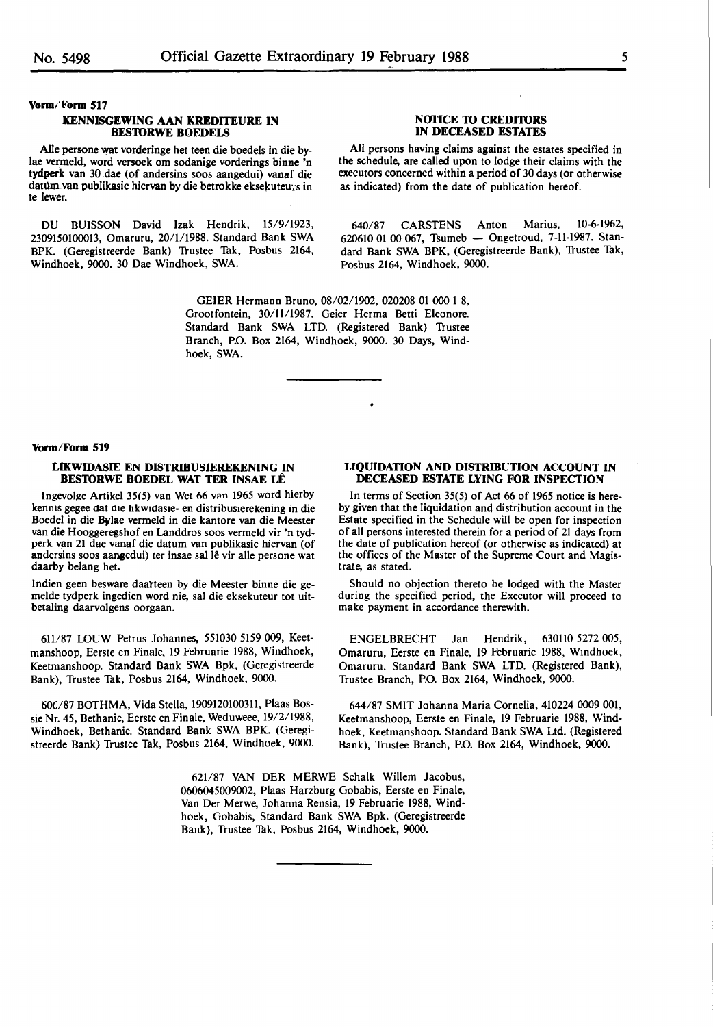**Vorm/Form 517**

### KENNISGEWING AAN KREDITEURE IN BESTORWE BOEDELS

Alle persone wat vorderinge het teen die boedels in die bylae vermeld, word versoek om sodanige vorderings binne 'n tydperk van 30 dae (of andersins soos aangedui) vanaf die datum van publikasie hiervan by die betrokke eksekuteurs in te lewer.

DU BUISSON David Izak Hendrik, 15/9/1923, 2309150100013, Omaruru, 20/1/1988. Standard Bank SWA BPK. (Geregistreerde Bank) Trustee Tak, Posbus 2164, Windhoek, 9000. 30 Dae Windhoek, SWA.

### NOTICE TO CREDITORS IN DECEASED ESTATES

All persons having claims against the estates specified in the schedule, are called upon to lodge their claims with the executors concerned within a period of 30 days (or otherwise as indicated) from the date of publication hereof.

640/87 CARSTENS Anton Marius, 10-6-1962, 620610 01 00 067, Tsumeb — Ongetroud, 7-11-1987. Standard Bank SWA BPK, (Geregistreerde Bank), Trustee Tak, Posbus 2164, Windhoek, 9000.

GEIER Hermann Bruno, 08/02/1902, 020208 01 000 1 8, Grootfontein, 30/11/1987. Geier Herma Betti Eleonore. Standard Bank SWA LTD. (Registered Bank) Trustee Branch, P.O. Box 2164, Windhoek, 9000. 30 Days, Windhoek, SWA.

---

**Vorm/Form 519**

### LIKWIDASIE EN DISTRIBUSIEREKENING IN BESTORWE BOEDEL WAT TER INSAE LÊ

Ingevolge Artikel 35(5) van Wet 66 van 1965 word hierby kennis gegee dat die likwidasie- en distribusierekening in die Boedel in die Bylae vermeld in die kantore van die Meester van die Hooggeregshof en Landdros soos vermeld vir 'n tydperk van 21 dae vanaf die datum van publikasie hiervan (of andersins soos aangedui) ter insae sal lê vir alle persone wat daarby belang het.

Indien geen besware daarteen by die Meester binne die gemelde tydperk ingedien word nie, sal die eksekuteur tot uitbetaling daarvolgens oorgaan.

611/87 LOUW Petrus Johannes, 551030 5159 009, Keetmanshoop, Eerste en Finale, 19 Februarie 1988, Windhoek, Keetmanshoop. Standard Bank SWA Bpk, (Geregistreerde Bank), Trustee Tak, Posbus 2164, Windhoek, 9000.

600/87 BOTHMA, Vida Stella, 1909120100311, Plaas Bossie Nr. 45, Bethanie, Eerste en Finale, Weduweee, 19/2/1988, Windhoek, Bethanie. Standard Bank SWA BPK. (Geregistreerde Bank) Trustee Tak, Posbus 2164, Windhoek, 9000.

### LIQUIDATION AND DISTRIBUTION ACCOUNT IN DECEASED ESTATE LYING FOR INSPECTION

In terms of Section 35(5) of Act 66 of 1965 notice is hereby given that the liquidation and distribution account in the Estate specified in the Schedule will be open for inspection of all persons interested therein for a period of 21 days from the date of publication hereof (or otherwise as indicated) at the offices of the Master of the Supreme Court and Magistrate, as stated.

Should no objection thereto be lodged with the Master during the specified period, the Executor will proceed to make payment in accordance therewith.

ENGELBRECHT Jan Hendrik, 630110 5272 005, Omaruru, Eerste en Finale, 19 Februarie 1988, Windhoek, Omaruru. Standard Bank SWA LTD. (Registered Bank), Trustee Branch, P.O. Box 2164, Windhoek, 9000.

644/87 SMIT Johanna Maria Cornelia, 410224 0009 001, Keetmanshoop, Eerste en Finale, 19 Februarie 1988, Windhoek, Keetmanshoop. Standard Bank SWA Ltd. (Registered Bank), Trustee Branch, P.O. Box 2164, Windhoek, 9000.

621/87 VAN DER MERWE Schalk Willem Jacobus, 0606045009002, Plaas Harzburg Gobabis, Eerste en Finale, Van Der Merwe, Johanna Rensia, 19 Februarie 1988, Windhoek, Gobabis, Standard Bank SWA Bpk. (Geregistreerde Bank), Trustee Tak, Posbus 2164, Windhoek, 9000.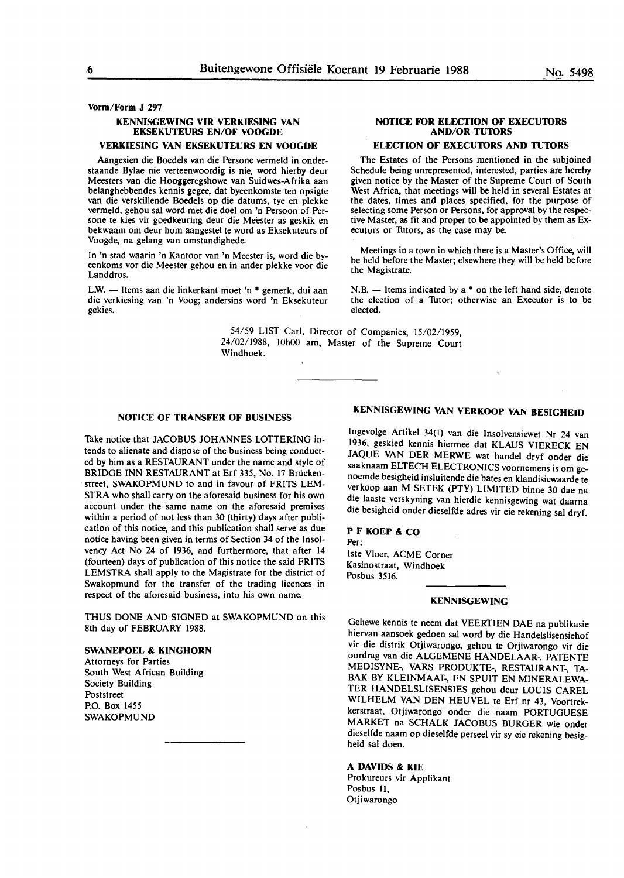Vorm/Form J 297

### KENNISGEWING VIR VERKIESING VAN EKSEKUTEURS EN/OF VOOGDE

### VERKIESING VAN EKSEKUTEURS EN VOOGDE

Aangesien die Boedels van die Persone vermeld in onderstaande Bylae nie verteenwoordig is nie, word hierby deur Meesters van die Hooggeregshowe van Suidwes-Afrika aan belanghebbendes kennis gegee, dat byeenkomste ten opsigte van die verskillende Boedels op die datums, tye en plekke vermeld, gehou sal word met die doel om 'n Persoon of Persone te kies vir goedkeuring deur die Meester as geskik en bekwaam om deur hom aangestel te word as Eksekuteurs of Voogde, na gelang van omstandighede.

In 'n stad waarin 'n Kantoor van 'n Meester is, word die byeenkoms vor die Meester gehou en in ander plekke voor die Landdros.

L.W. — Items aan die linkerkant moet 'n * gemerk, dui aan die verkiesing van 'n Voog; andersins word 'n Eksekuteur gekies.

### NOTICE FOR ELECTION OF EXECUTORS AND/OR TUTORS

### ELECTION OF EXECUTORS AND TUTORS

The Estates of the Persons mentioned in the subjoined Schedule being unrepresented, interested, parties are hereby given notice by the Master of the Supreme Court of South West Africa, that meetings will be held in several Estates at the dates, times and places specified, for the purpose of selecting some Person or Persons, for approval by the respective Master, as fit and proper to be appointed by them as Executors or Tutors, as the case may be.

Meetings in a town in which there is a Master's Office, will be held before the Master; elsewhere they will be held before the Magistrate.

N.B. — Items indicated by a * on the left hand side, denote the election of a Tutor; otherwise an Executor is to be elected.

54/59 LIST Carl, Director of Companies, 15/02/1959, 24/02/1988, 10h00 am, Master of the Supreme Court Windhoek.

---

### NOTICE OF TRANSFER OF BUSINESS

Take notice that JACOBUS JOHANNES LOTTERING intends to alienate and dispose of the business being conducted by him as a RESTAURANT under the name and style of BRIDGE INN RESTAURANT at Erf 335, No. 17 Brückenstreet, SWAKOPMUND to and in favour of FRITS LEMSTRA who shall carry on the aforesaid business for his own account under the same name on the aforesaid premises within a period of not less than 30 (thirty) days after publication of this notice, and this publication shall serve as due notice having been given in terms of Section 34 of the Insolvency Act No 24 of 1936, and furthermore, that after 14 (fourteen) days of publication of this notice the said FRITS LEMSTRA shall apply to the Magistrate for the district of Swakopmund for the transfer of the trading licences in respect of the aforesaid business, into his own name.

THUS DONE AND SIGNED at SWAKOPMUND on this 8th day of FEBRUARY 1988.

**SWANEPOEL & KINGHORN**
Attorneys for Parties
South West African Building
Society Building
Poststreet
P.O. Box 1455
SWAKOPMUND

---

### KENNISGEWING VAN VERKOOP VAN BESIGHEID

Ingevolge Artikel 34(1) van die Insolvensiewet Nr 24 van 1936, geskied kennis hiermee dat KLAUS VIERECK EN JAQUE VAN DER MERWE wat handel dryf onder die saaknaam ELTECH ELECTRONICS voornemens is om genoemde besigheid insluitende die bates en klandisiewaarde te verkoop aan M SETEK (PTY) LIMITED binne 30 dae na die laaste verskyning van hierdie kennisgewing wat daarna die besigheid onder dieselfde adres vir eie rekening sal dryf.

**P F KOEP & CO**
Per:
1ste Vloer, ACME Corner
Kasinostraat, Windhoek
Posbus 3516.

---

### KENNISGEWING

Geliewe kennis te neem dat VEERTIEN DAE na publikasie hiervan aansoek gedoen sal word by die Handelslisensiehof vir die distrik Otjiwarongo, gehou te Otjiwarongo vir die oordrag van die ALGEMENE HANDELAAR-, PATENTE MEDISYNE-, VARS PRODUKTE-, RESTAURANT-, TABAK BY KLEINMAAT-, EN SPUIT EN MINERALEWATER HANDELSLISENSIES gehou deur LOUIS CAREL WILHELM VAN DEN HEUVEL te Erf nr 43, Voortrekkerstraat, Otjiwarongo onder die naam PORTUGUESE MARKET na SCHALK JACOBUS BURGER wie onder dieselfde naam op dieselfde perseel vir sy eie rekening besigheid sal doen.

**A DAVIDS & KIE**
Prokureurs vir Applikant
Posbus 11,
Otjiwarongo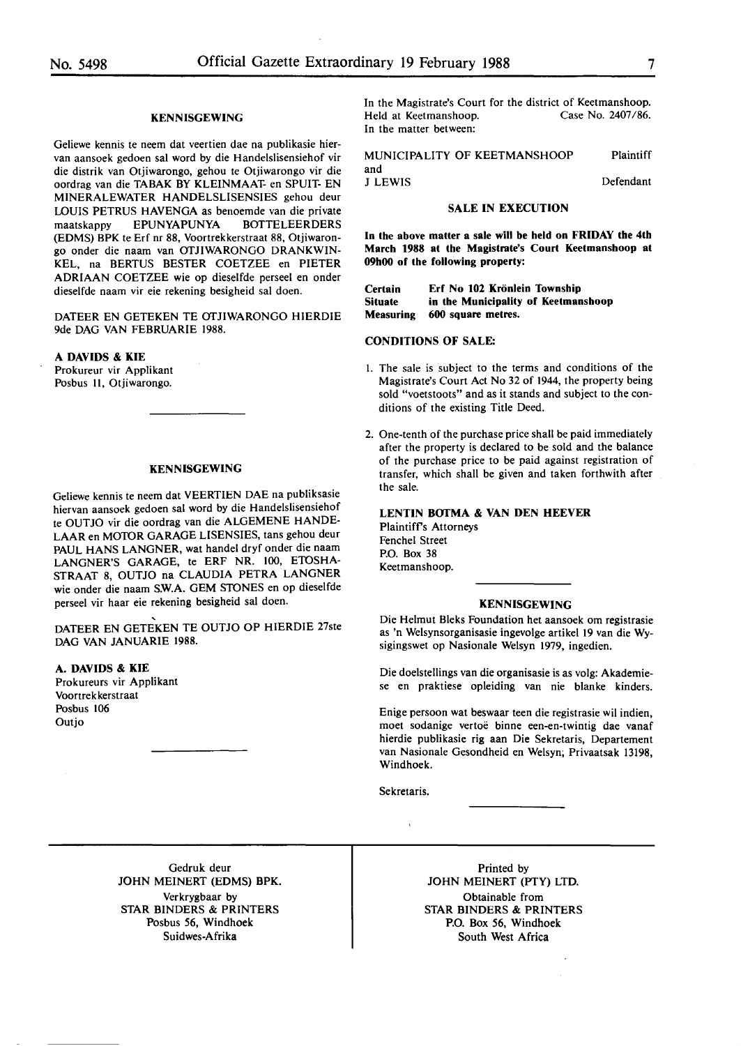## KENNISGEWING

Geliewe kennis te neem dat veertien dae na publikasie hiervan aansoek gedoen sal word by die Handelslisensiehof vir die distrik van Otjiwarongo, gehou te Otjiwarongo vir die oordrag van die TABAK BY KLEINMAAT- en SPUIT- EN MINERALEWATER HANDELSLISENSIES gehou deur LOUIS PETRUS HAVENGA as benoemde van die private maatskappy EPUNYAPUNYA BOTTELEERDERS (EDMS) BPK te Erf nr 88, Voortrekkerstraat 88, Otjiwarongo onder die naam van OTJIWARONGO DRANKWINKEL, na BERTUS BESTER COETZEE en PIETER ADRIAAN COETZEE wie op dieselfde perseel en onder dieselfde naam vir eie rekening besigheid sal doen.

DATEER EN GETEKEN TE OTJIWARONGO HIERDIE 9de DAG VAN FEBRUARIE 1988.

**A DAVIDS & KIE**
Prokureur vir Applikant
Posbus 11, Otjiwarongo.

---

## KENNISGEWING

Geliewe kennis te neem dat VEERTIEN DAE na publiksasie hiervan aansoek gedoen sal word by die Handelslisensiehof te OUTJO vir die oordrag van die ALGEMENE HANDELAAR en MOTOR GARAGE LISENSIES, tans gehou deur PAUL HANS LANGNER, wat handel dryf onder die naam LANGNER'S GARAGE, te ERF NR. 100, ETOSHASTRAAT 8, OUTJO na CLAUDIA PETRA LANGNER wie onder die naam S.W.A. GEM STONES en op dieselfde perseel vir haar eie rekening besigheid sal doen.

DATEER EN GETEKEN TE OUTJO OP HIERDIE 27ste DAG VAN JANUARIE 1988.

**A. DAVIDS & KIE**
Prokureurs vir Applikant
Voortrekkerstraat
Posbus 106
Outjo

---

In the Magistrate's Court for the district of Keetmanshoop.
Held at Keetmanshoop. Case No. 2407/86.
In the matter between:

MUNICIPALITY OF KEETMANSHOOP Plaintiff
and
J LEWIS Defendant

## SALE IN EXECUTION

**In the above matter a sale will be held on FRIDAY the 4th March 1988 at the Magistrate's Court Keetmanshoop at 09h00 of the following property:**

**Certain** Erf No 102 Krönlein Township
**Situate** in the Municipality of Keetmanshoop
**Measuring** 600 square metres.

**CONDITIONS OF SALE:**

1. The sale is subject to the terms and conditions of the Magistrate's Court Act No 32 of 1944, the property being sold "voetstoots" and as it stands and subject to the conditions of the existing Title Deed.

2. One-tenth of the purchase price shall be paid immediately after the property is declared to be sold and the balance of the purchase price to be paid against registration of transfer, which shall be given and taken forthwith after the sale.

**LENTIN BOTMA & VAN DEN HEEVER**
Plaintiff's Attorneys
Fenchel Street
P.O. Box 38
Keetmanshoop.

---

## KENNISGEWING

Die Helmut Bleks Foundation het aansoek om registrasie as 'n Welsynsorganisasie ingevolge artikel 19 van die Wysigingswet op Nasionale Welsyn 1979, ingedien.

Die doelstellings van die organisasie is as volg: Akademiese en praktiese opleiding van nie blanke kinders.

Enige persoon wat beswaar teen die registrasie wil indien, moet sodanige vertoë binne een-en-twintig dae vanaf hierdie publikasie rig aan Die Sekretaris, Departement van Nasionale Gesondheid en Welsyn, Privaatsak 13198, Windhoek.

Sekretaris.

---

Gedruk deur
JOHN MEINERT (EDMS) BPK.
Verkrygbaar by
STAR BINDERS & PRINTERS
Posbus 56, Windhoek
Suidwes-Afrika

Printed by
JOHN MEINERT (PTY) LTD.
Obtainable from
STAR BINDERS & PRINTERS
P.O. Box 56, Windhoek
South West Africa